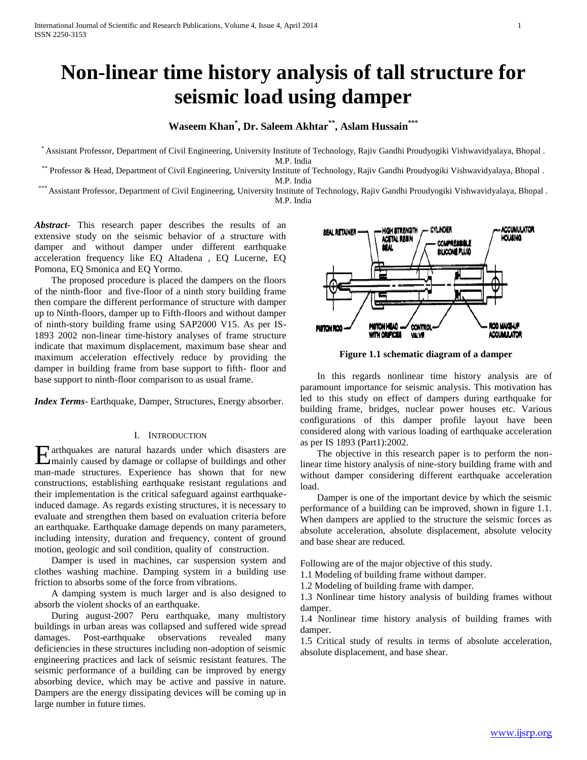# Non-linear time history analysis of tall structure for seismic load using damper

**Waseem Khan[*], Dr. Saleem Akhtar[**], Aslam Hussain[***]**

[*] Assistant Professor, Department of Civil Engineering, University Institute of Technology, Rajiv Gandhi Proudyogiki Vishwavidyalaya, Bhopal . M.P. India

[**] Professor & Head, Department of Civil Engineering, University Institute of Technology, Rajiv Gandhi Proudyogiki Vishwavidyalaya, Bhopal . M.P. India

[***] Assistant Professor, Department of Civil Engineering, University Institute of Technology, Rajiv Gandhi Proudyogiki Vishwavidyalaya, Bhopal . M.P. India

***Abstract***- This research paper describes the results of an extensive study on the seismic behavior of a structure with damper and without damper under different earthquake acceleration frequency like EQ Altadena , EQ Lucerne, EQ Pomona, EQ Smonica and EQ Yormo.

The proposed procedure is placed the dampers on the floors of the ninth-floor and five-floor of a ninth story building frame then compare the different performance of structure with damper up to Ninth-floors, damper up to Fifth-floors and without damper of ninth-story building frame using SAP2000 V15. As per IS-1893 2002 non-linear time-history analyses of frame structure indicate that maximum displacement, maximum base shear and maximum acceleration effectively reduce by providing the damper in building frame from base support to fifth- floor and base support to ninth-floor comparison to as usual frame.

***Index Terms***- Earthquake, Damper, Structures, Energy absorber.

## I. Introduction

Earthquakes are natural hazards under which disasters are mainly caused by damage or collapse of buildings and other man-made structures. Experience has shown that for new constructions, establishing earthquake resistant regulations and their implementation is the critical safeguard against earthquake-induced damage. As regards existing structures, it is necessary to evaluate and strengthen them based on evaluation criteria before an earthquake. Earthquake damage depends on many parameters, including intensity, duration and frequency, content of ground motion, geologic and soil condition, quality of construction.

Damper is used in machines, car suspension system and clothes washing machine. Damping system in a building use friction to absorbs some of the force from vibrations.

A damping system is much larger and is also designed to absorb the violent shocks of an earthquake.

During august-2007 Peru earthquake, many multistory buildings in urban areas was collapsed and suffered wide spread damages. Post-earthquake observations revealed many deficiencies in these structures including non-adoption of seismic engineering practices and lack of seismic resistant features. The seismic performance of a building can be improved by energy absorbing device, which may be active and passive in nature. Dampers are the energy dissipating devices will be coming up in large number in future times.

**Figure 1.1 schematic diagram of a damper**

In this regards nonlinear time history analysis are of paramount importance for seismic analysis. This motivation has led to this study on effect of dampers during earthquake for building frame, bridges, nuclear power houses etc. Various configurations of this damper profile layout have been considered along with various loading of earthquake acceleration as per IS 1893 (Part1):2002.

The objective in this research paper is to perform the non-linear time history analysis of nine-story building frame with and without damper considering different earthquake acceleration load.

Damper is one of the important device by which the seismic performance of a building can be improved, shown in figure 1.1. When dampers are applied to the structure the seismic forces as absolute acceleration, absolute displacement, absolute velocity and base shear are reduced.

Following are of the major objective of this study.

1.1 Modeling of building frame without damper.

1.2 Modeling of building frame with damper.

1.3 Nonlinear time history analysis of building frames without damper.

1.4 Nonlinear time history analysis of building frames with damper.

1.5 Critical study of results in terms of absolute acceleration, absolute displacement, and base shear.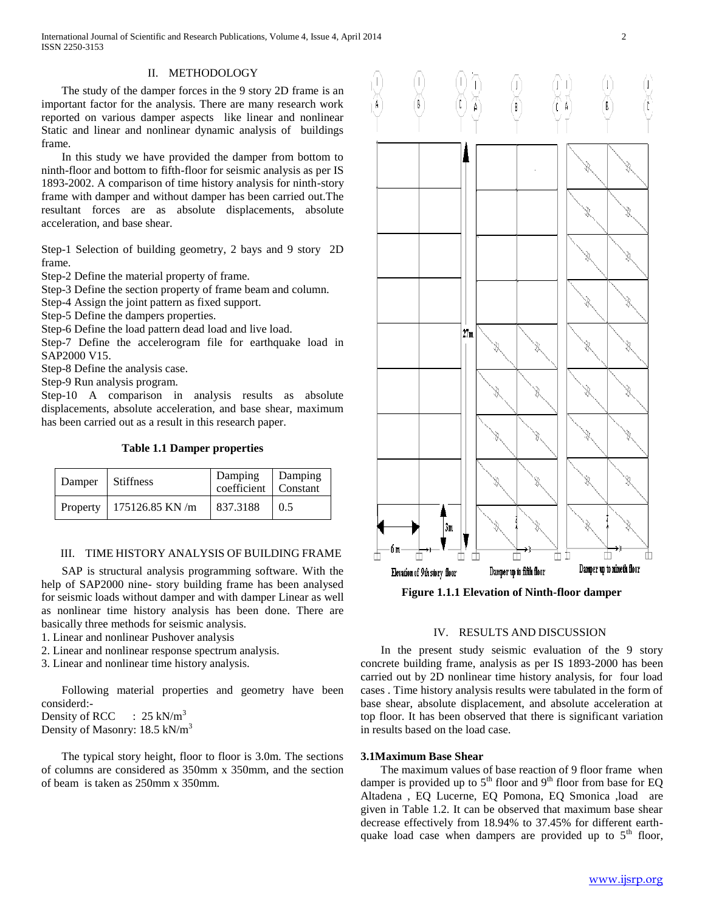## II. METHODOLOGY

The study of the damper forces in the 9 story 2D frame is an important factor for the analysis. There are many research work reported on various damper aspects like linear and nonlinear Static and linear and nonlinear dynamic analysis of buildings frame.

In this study we have provided the damper from bottom to ninth-floor and bottom to fifth-floor for seismic analysis as per IS 1893-2002. A comparison of time history analysis for ninth-story frame with damper and without damper has been carried out.The resultant forces are as absolute displacements, absolute acceleration, and base shear.

Step-1 Selection of building geometry, 2 bays and 9 story 2D frame.

Step-2 Define the material property of frame.

Step-3 Define the section property of frame beam and column.

Step-4 Assign the joint pattern as fixed support.

Step-5 Define the dampers properties.

Step-6 Define the load pattern dead load and live load.

Step-7 Define the accelerogram file for earthquake load in SAP2000 V15.

Step-8 Define the analysis case.

Step-9 Run analysis program.

Step-10 A comparison in analysis results as absolute displacements, absolute acceleration, and base shear, maximum has been carried out as a result in this research paper.

**Table 1.1 Damper properties**

| Damper | Stiffness | Damping coefficient | Damping Constant |
|---|---|---|---|
| Property | 175126.85 KN /m | 837.3188 | 0.5 |

## III. TIME HISTORY ANALYSIS OF BUILDING FRAME

SAP is structural analysis programming software. With the help of SAP2000 nine- story building frame has been analysed for seismic loads without damper and with damper Linear as well as nonlinear time history analysis has been done. There are basically three methods for seismic analysis.

1. Linear and nonlinear Pushover analysis
2. Linear and nonlinear response spectrum analysis.
3. Linear and nonlinear time history analysis.

Following material properties and geometry have been considerd:-

Density of RCC : 25 kN/m$^3$

Density of Masonry: 18.5 kN/m$^3$

The typical story height, floor to floor is 3.0m. The sections of columns are considered as 350mm x 350mm, and the section of beam is taken as 250mm x 350mm.

Elevation of 9th story floor — Damper up to fifth floor — Damper up to nineth floor

**Figure 1.1.1 Elevation of Ninth-floor damper**

## IV. RESULTS AND DISCUSSION

In the present study seismic evaluation of the 9 story concrete building frame, analysis as per IS 1893-2000 has been carried out by 2D nonlinear time history analysis, for four load cases . Time history analysis results were tabulated in the form of base shear, absolute displacement, and absolute acceleration at top floor. It has been observed that there is significant variation in results based on the load case.

### 3.1Maximum Base Shear

The maximum values of base reaction of 9 floor frame when damper is provided up to 5$^{th}$ floor and 9$^{th}$ floor from base for EQ Altadena , EQ Lucerne, EQ Pomona, EQ Smonica ,load are given in Table 1.2. It can be observed that maximum base shear decrease effectively from 18.94% to 37.45% for different earth-quake load case when dampers are provided up to 5$^{th}$ floor,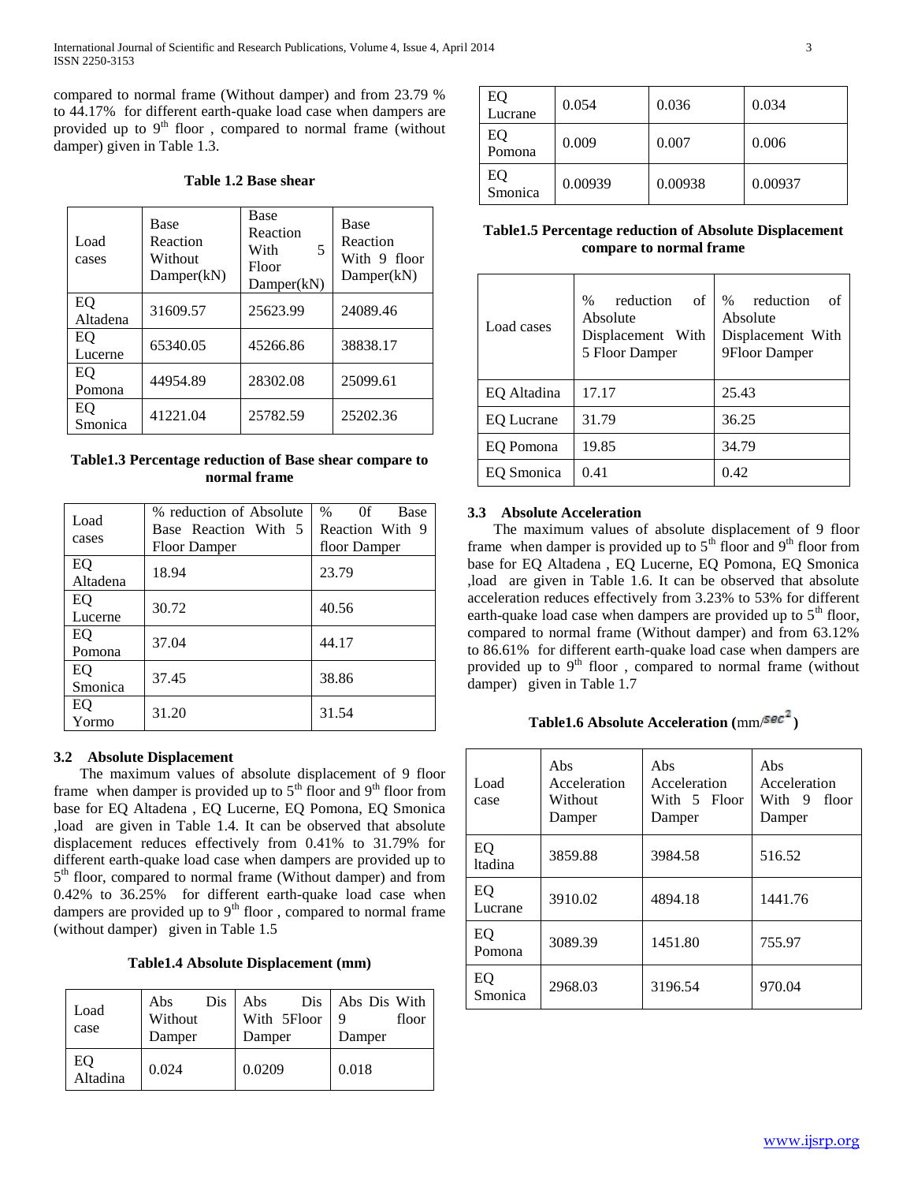compared to normal frame (Without damper) and from 23.79 % to 44.17% for different earth-quake load case when dampers are provided up to 9th floor , compared to normal frame (without damper) given in Table 1.3.

**Table 1.2 Base shear**

| Load cases | Base Reaction Without Damper(kN) | Base Reaction With 5 Floor Damper(kN) | Base Reaction With 9 floor Damper(kN) |
|---|---|---|---|
| EQ Altadena | 31609.57 | 25623.99 | 24089.46 |
| EQ Lucerne | 65340.05 | 45266.86 | 38838.17 |
| EQ Pomona | 44954.89 | 28302.08 | 25099.61 |
| EQ Smonica | 41221.04 | 25782.59 | 25202.36 |

**Table1.3 Percentage reduction of Base shear compare to normal frame**

| Load cases | % reduction of Absolute Base Reaction With 5 Floor Damper | % 0f Base Reaction With 9 floor Damper |
|---|---|---|
| EQ Altadena | 18.94 | 23.79 |
| EQ Lucerne | 30.72 | 40.56 |
| EQ Pomona | 37.04 | 44.17 |
| EQ Smonica | 37.45 | 38.86 |
| EQ Yormo | 31.20 | 31.54 |

### 3.2 Absolute Displacement

The maximum values of absolute displacement of 9 floor frame when damper is provided up to 5th floor and 9th floor from base for EQ Altadena , EQ Lucerne, EQ Pomona, EQ Smonica ,load are given in Table 1.4. It can be observed that absolute displacement reduces effectively from 0.41% to 31.79% for different earth-quake load case when dampers are provided up to 5th floor, compared to normal frame (Without damper) and from 0.42% to 36.25% for different earth-quake load case when dampers are provided up to 9th floor , compared to normal frame (without damper) given in Table 1.5

**Table1.4 Absolute Displacement (mm)**

| Load case | Abs Dis Without Damper | Abs Dis With 5Floor Damper | Abs Dis With 9 floor Damper |
|---|---|---|---|
| EQ Altadina | 0.024 | 0.0209 | 0.018 |
| EQ Lucrane | 0.054 | 0.036 | 0.034 |
| EQ Pomona | 0.009 | 0.007 | 0.006 |
| EQ Smonica | 0.00939 | 0.00938 | 0.00937 |

**Table1.5 Percentage reduction of Absolute Displacement compare to normal frame**

| Load cases | % reduction of Absolute Displacement With 5 Floor Damper | % reduction of Absolute Displacement With 9Floor Damper |
|---|---|---|
| EQ Altadina | 17.17 | 25.43 |
| EQ Lucrane | 31.79 | 36.25 |
| EQ Pomona | 19.85 | 34.79 |
| EQ Smonica | 0.41 | 0.42 |

### 3.3 Absolute Acceleration

The maximum values of absolute displacement of 9 floor frame when damper is provided up to 5th floor and 9th floor from base for EQ Altadena , EQ Lucerne, EQ Pomona, EQ Smonica ,load are given in Table 1.6. It can be observed that absolute acceleration reduces effectively from 3.23% to 53% for different earth-quake load case when dampers are provided up to 5th floor, compared to normal frame (Without damper) and from 63.12% to 86.61% for different earth-quake load case when dampers are provided up to 9th floor , compared to normal frame (without damper) given in Table 1.7

**Table1.6 Absolute Acceleration (mm/$sec^2$)**

| Load case | Abs Acceleration Without Damper | Abs Acceleration With 5 Floor Damper | Abs Acceleration With 9 floor Damper |
|---|---|---|---|
| EQ ltadina | 3859.88 | 3984.58 | 516.52 |
| EQ Lucrane | 3910.02 | 4894.18 | 1441.76 |
| EQ Pomona | 3089.39 | 1451.80 | 755.97 |
| EQ Smonica | 2968.03 | 3196.54 | 970.04 |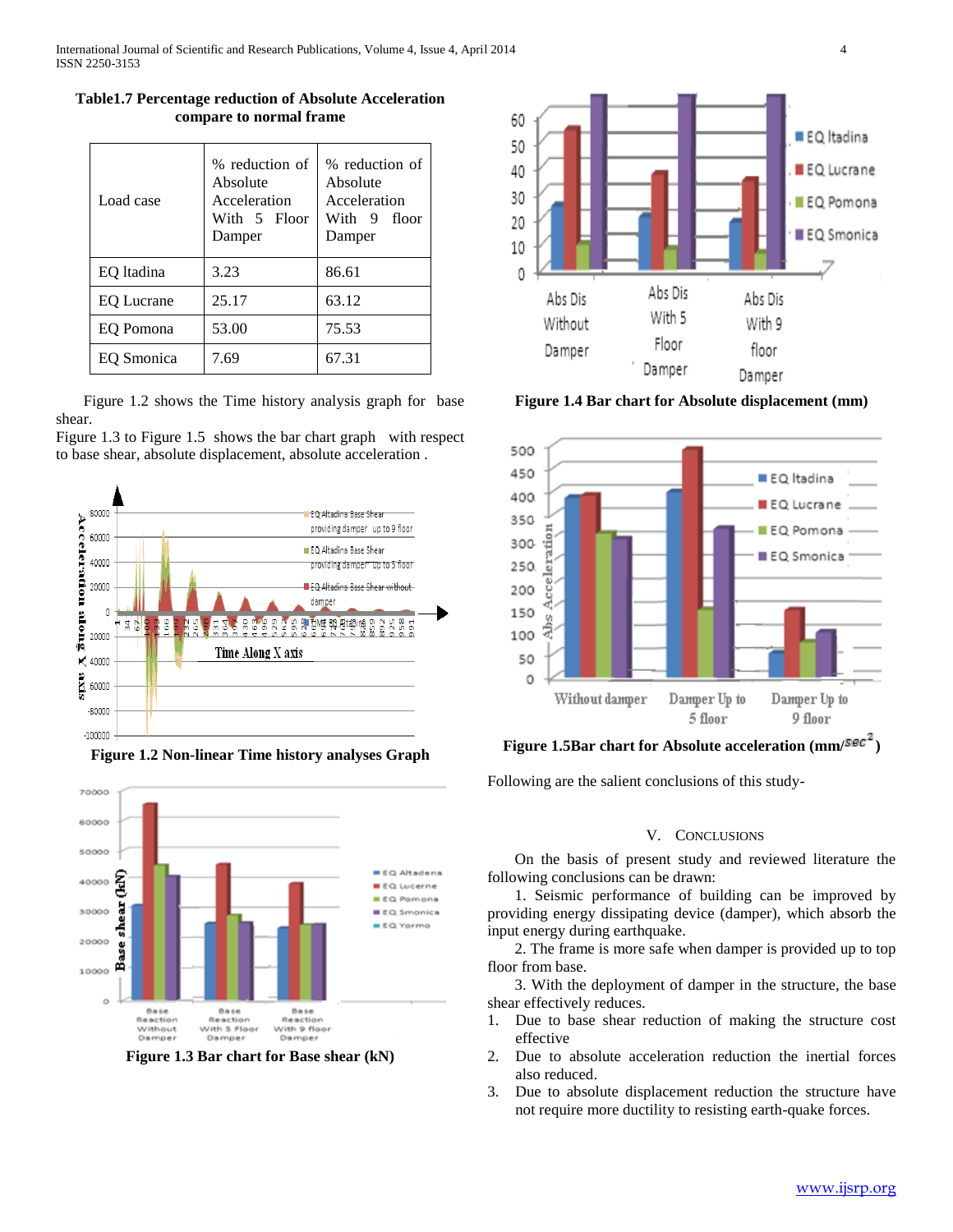**Table1.7 Percentage reduction of Absolute Acceleration compare to normal frame**

| Load case | % reduction of Absolute Acceleration With 5 Floor Damper | % reduction of Absolute Acceleration With 9 floor Damper |
|---|---|---|
| EQ ltadina | 3.23 | 86.61 |
| EQ Lucrane | 25.17 | 63.12 |
| EQ Pomona | 53.00 | 75.53 |
| EQ Smonica | 7.69 | 67.31 |

Figure 1.2 shows the Time history analysis graph for base shear.

Figure 1.3 to Figure 1.5 shows the bar chart graph with respect to base shear, absolute displacement, absolute acceleration .

**Figure 1.2 Non-linear Time history analyses Graph**

**Figure 1.3 Bar chart for Base shear (kN)**

**Figure 1.4 Bar chart for Absolute displacement (mm)**

**Figure 1.5Bar chart for Absolute acceleration (mm/$sec^2$)**

Following are the salient conclusions of this study-

## V. CONCLUSIONS

On the basis of present study and reviewed literature the following conclusions can be drawn:

1. Seismic performance of building can be improved by providing energy dissipating device (damper), which absorb the input energy during earthquake.

2. The frame is more safe when damper is provided up to top floor from base.

3. With the deployment of damper in the structure, the base shear effectively reduces.

1. Due to base shear reduction of making the structure cost effective
2. Due to absolute acceleration reduction the inertial forces also reduced.
3. Due to absolute displacement reduction the structure have not require more ductility to resisting earth-quake forces.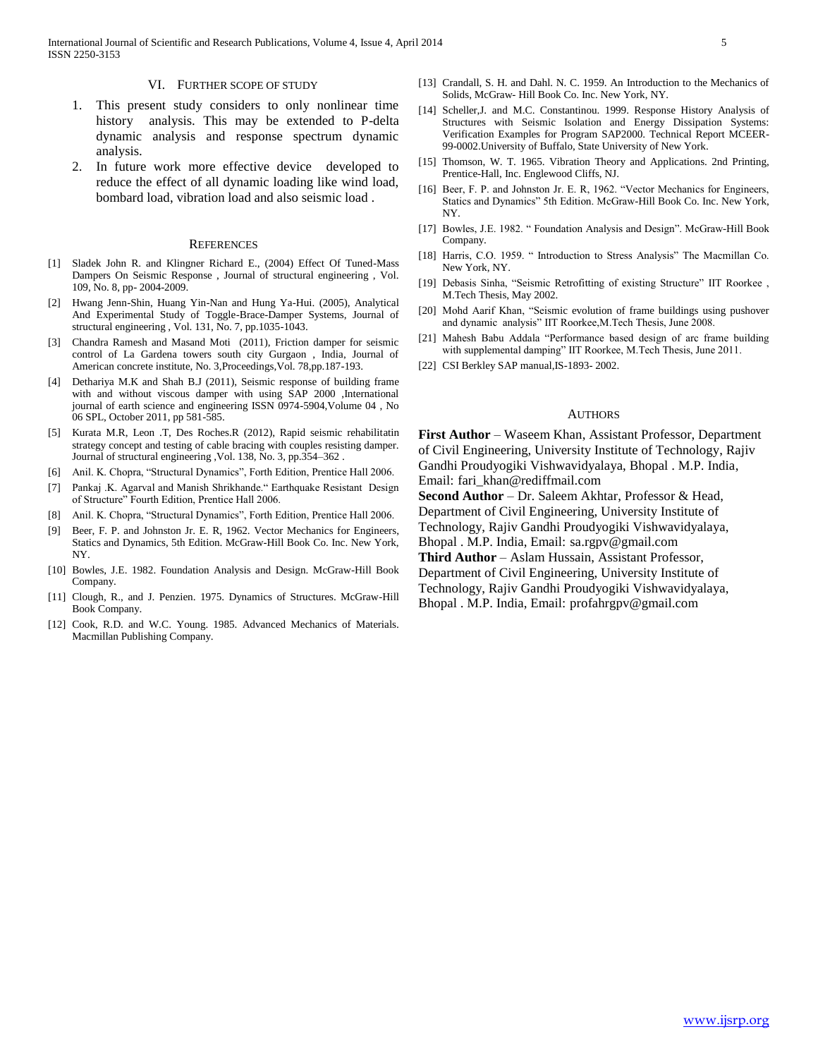## VI. FURTHER SCOPE OF STUDY

1. This present study considers to only nonlinear time history analysis. This may be extended to P-delta dynamic analysis and response spectrum dynamic analysis.
2. In future work more effective device developed to reduce the effect of all dynamic loading like wind load, bombard load, vibration load and also seismic load .

## REFERENCES

[1] Sladek John R. and Klingner Richard E., (2004) Effect Of Tuned-Mass Dampers On Seismic Response , Journal of structural engineering , Vol. 109, No. 8, pp- 2004-2009.

[2] Hwang Jenn-Shin, Huang Yin-Nan and Hung Ya-Hui. (2005), Analytical And Experimental Study of Toggle-Brace-Damper Systems, Journal of structural engineering , Vol. 131, No. 7, pp.1035-1043.

[3] Chandra Ramesh and Masand Moti (2011), Friction damper for seismic control of La Gardena towers south city Gurgaon , India, Journal of American concrete institute, No. 3,Proceedings,Vol. 78,pp.187-193.

[4] Dethariya M.K and Shah B.J (2011), Seismic response of building frame with and without viscous damper with using SAP 2000 ,International journal of earth science and engineering ISSN 0974-5904,Volume 04 , No 06 SPL, October 2011, pp 581-585.

[5] Kurata M.R, Leon .T, Des Roches.R (2012), Rapid seismic rehabilitatin strategy concept and testing of cable bracing with couples resisting damper. Journal of structural engineering ,Vol. 138, No. 3, pp.354–362 .

[6] Anil. K. Chopra, "Structural Dynamics", Forth Edition, Prentice Hall 2006.

[7] Pankaj .K. Agarval and Manish Shrikhande." Earthquake Resistant Design of Structure" Fourth Edition, Prentice Hall 2006.

[8] Anil. K. Chopra, "Structural Dynamics", Forth Edition, Prentice Hall 2006.

[9] Beer, F. P. and Johnston Jr. E. R, 1962. Vector Mechanics for Engineers, Statics and Dynamics, 5th Edition. McGraw-Hill Book Co. Inc. New York, NY.

[10] Bowles, J.E. 1982. Foundation Analysis and Design. McGraw-Hill Book Company.

[11] Clough, R., and J. Penzien. 1975. Dynamics of Structures. McGraw-Hill Book Company.

[12] Cook, R.D. and W.C. Young. 1985. Advanced Mechanics of Materials. Macmillan Publishing Company.

[13] Crandall, S. H. and Dahl. N. C. 1959. An Introduction to the Mechanics of Solids, McGraw- Hill Book Co. Inc. New York, NY.

[14] Scheller,J. and M.C. Constantinou. 1999. Response History Analysis of Structures with Seismic Isolation and Energy Dissipation Systems: Verification Examples for Program SAP2000. Technical Report MCEER-99-0002.University of Buffalo, State University of New York.

[15] Thomson, W. T. 1965. Vibration Theory and Applications. 2nd Printing, Prentice-Hall, Inc. Englewood Cliffs, NJ.

[16] Beer, F. P. and Johnston Jr. E. R, 1962. "Vector Mechanics for Engineers, Statics and Dynamics" 5th Edition. McGraw-Hill Book Co. Inc. New York, NY.

[17] Bowles, J.E. 1982. " Foundation Analysis and Design". McGraw-Hill Book Company.

[18] Harris, C.O. 1959. " Introduction to Stress Analysis" The Macmillan Co. New York, NY.

[19] Debasis Sinha, "Seismic Retrofitting of existing Structure" IIT Roorkee , M.Tech Thesis, May 2002.

[20] Mohd Aarif Khan, "Seismic evolution of frame buildings using pushover and dynamic analysis" IIT Roorkee,M.Tech Thesis, June 2008.

[21] Mahesh Babu Addala "Performance based design of arc frame building with supplemental damping" IIT Roorkee, M.Tech Thesis, June 2011.

[22] CSI Berkley SAP manual,IS-1893- 2002.

## AUTHORS

**First Author** – Waseem Khan, Assistant Professor, Department of Civil Engineering, University Institute of Technology, Rajiv Gandhi Proudyogiki Vishwavidyalaya, Bhopal . M.P. India, Email: fari_khan@rediffmail.com

**Second Author** – Dr. Saleem Akhtar, Professor & Head, Department of Civil Engineering, University Institute of Technology, Rajiv Gandhi Proudyogiki Vishwavidyalaya, Bhopal . M.P. India, Email: sa.rgpv@gmail.com

**Third Author** – Aslam Hussain, Assistant Professor, Department of Civil Engineering, University Institute of Technology, Rajiv Gandhi Proudyogiki Vishwavidyalaya, Bhopal . M.P. India, Email: profahrgpv@gmail.com